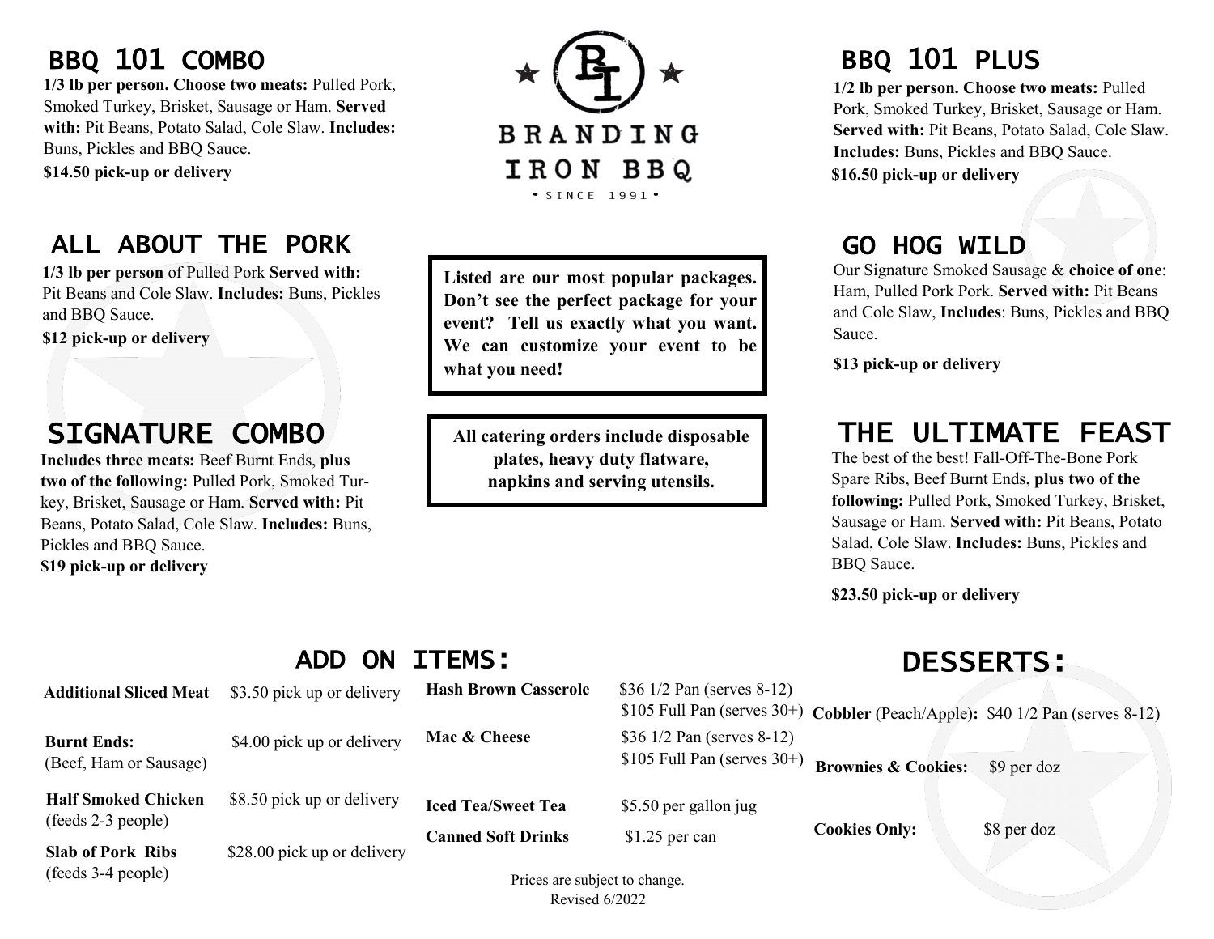# BRANDING IRON BBQ

• SINCE 1991 •

## BBQ 101 COMBO

**1/3 lb per person. Choose two meats:** Pulled Pork, Smoked Turkey, Brisket, Sausage or Ham. **Served with:** Pit Beans, Potato Salad, Cole Slaw. **Includes:** Buns, Pickles and BBQ Sauce.

**$14.50 pick-up or delivery**

## ALL ABOUT THE PORK

**1/3 lb per person** of Pulled Pork **Served with:** Pit Beans and Cole Slaw. **Includes:** Buns, Pickles and BBQ Sauce.

**$12 pick-up or delivery**

## SIGNATURE COMBO

**Includes three meats:** Beef Burnt Ends, **plus two of the following:** Pulled Pork, Smoked Turkey, Brisket, Sausage or Ham. **Served with:** Pit Beans, Potato Salad, Cole Slaw. **Includes:** Buns, Pickles and BBQ Sauce.

**$19 pick-up or delivery**

**Listed are our most popular packages. Don't see the perfect package for your event? Tell us exactly what you want. We can customize your event to be what you need!**

**All catering orders include disposable plates, heavy duty flatware, napkins and serving utensils.**

## BBQ 101 PLUS

**1/2 lb per person. Choose two meats:** Pulled Pork, Smoked Turkey, Brisket, Sausage or Ham. **Served with:** Pit Beans, Potato Salad, Cole Slaw. **Includes:** Buns, Pickles and BBQ Sauce.

**$16.50 pick-up or delivery**

## GO HOG WILD

Our Signature Smoked Sausage & **choice of one**: Ham, Pulled Pork Pork. **Served with:** Pit Beans and Cole Slaw, **Includes**: Buns, Pickles and BBQ Sauce.

**$13 pick-up or delivery**

## THE ULTIMATE FEAST

The best of the best! Fall-Off-The-Bone Pork Spare Ribs, Beef Burnt Ends, **plus two of the following:** Pulled Pork, Smoked Turkey, Brisket, Sausage or Ham. **Served with:** Pit Beans, Potato Salad, Cole Slaw. **Includes:** Buns, Pickles and BBQ Sauce.

**$23.50 pick-up or delivery**

## ADD ON ITEMS:

| Item | Price |
|---|---|
| **Additional Sliced Meat** | $3.50 pick up or delivery |
| **Burnt Ends:** (Beef, Ham or Sausage) | $4.00 pick up or delivery |
| **Half Smoked Chicken** (feeds 2-3 people) | $8.50 pick up or delivery |
| **Slab of Pork Ribs** (feeds 3-4 people) | $28.00 pick up or delivery |
| **Hash Brown Casserole** | $36 1/2 Pan (serves 8-12)<br>$105 Full Pan (serves 30+) |
| **Mac & Cheese** | $36 1/2 Pan (serves 8-12)<br>$105 Full Pan (serves 30+) |
| **Iced Tea/Sweet Tea** | $5.50 per gallon jug |
| **Canned Soft Drinks** | $1.25 per can |

## DESSERTS:

| Item | Price |
|---|---|
| **Cobbler** (Peach/Apple)**:** | $40 1/2 Pan (serves 8-12) |
| **Brownies & Cookies:** | $9 per doz |
| **Cookies Only:** | $8 per doz |

Prices are subject to change.
Revised 6/2022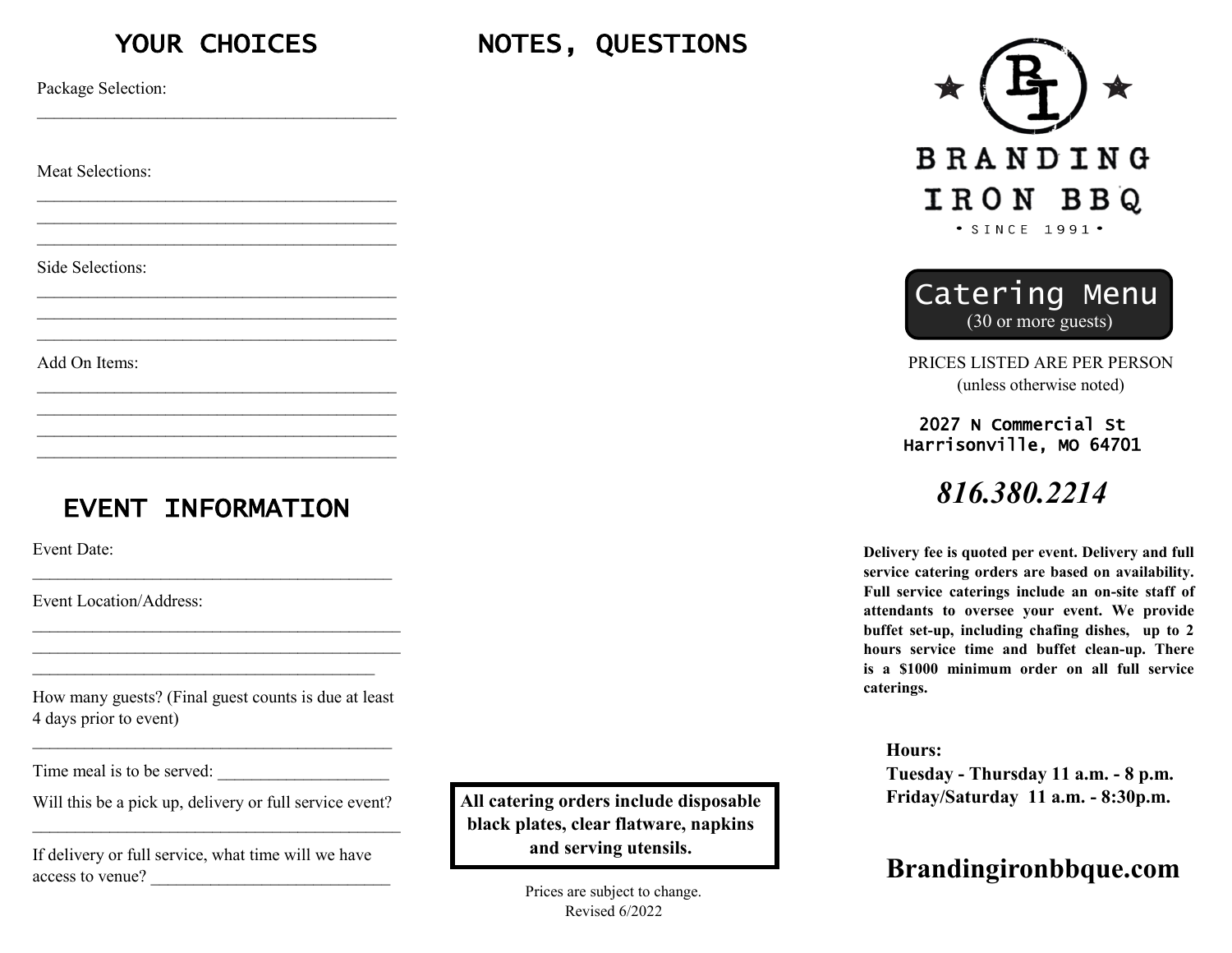## YOUR CHOICES

Package Selection:

___________________________________________

Meat Selections:

___________________________________________
___________________________________________
___________________________________________

Side Selections:

___________________________________________
___________________________________________
___________________________________________

Add On Items:

___________________________________________
___________________________________________
___________________________________________
___________________________________________

## EVENT INFORMATION

Event Date:

___________________________________________

Event Location/Address:

___________________________________________
___________________________________________
___________________________________________

How many guests? (Final guest counts is due at least 4 days prior to event)

___________________________________________

Time meal is to be served: ___________________

Will this be a pick up, delivery or full service event?

___________________________________________

If delivery or full service, what time will we have access to venue? ___________________________

## NOTES, QUESTIONS

**All catering orders include disposable black plates, clear flatware, napkins and serving utensils.**

Prices are subject to change.
Revised 6/2022

# BRANDING IRON BBQ

• SINCE 1991 •

## Catering Menu

(30 or more guests)

PRICES LISTED ARE PER PERSON
(unless otherwise noted)

2027 N Commercial St
Harrisonville, MO 64701

***816.380.2214***

**Delivery fee is quoted per event. Delivery and full service catering orders are based on availability. Full service caterings include an on-site staff of attendants to oversee your event. We provide buffet set-up, including chafing dishes, up to 2 hours service time and buffet clean-up. There is a $1000 minimum order on all full service caterings.**

**Hours:**
**Tuesday - Thursday 11 a.m. - 8 p.m.**
**Friday/Saturday 11 a.m. - 8:30p.m.**

**Brandingironbbque.com**